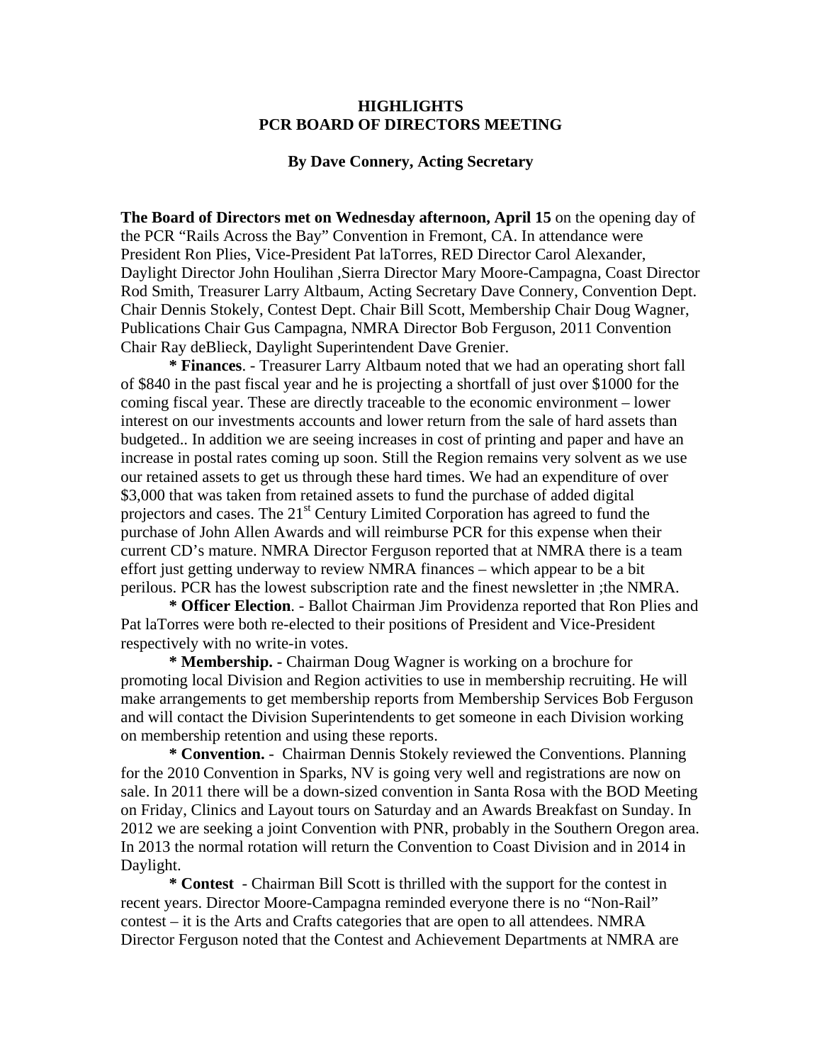**HIGHLIGHTS**
**PCR BOARD OF DIRECTORS MEETING**

**By Dave Connery, Acting Secretary**

**The Board of Directors met on Wednesday afternoon, April 15** on the opening day of the PCR "Rails Across the Bay" Convention in Fremont, CA. In attendance were President Ron Plies, Vice-President Pat laTorres, RED Director Carol Alexander, Daylight Director John Houlihan ,Sierra Director Mary Moore-Campagna, Coast Director Rod Smith, Treasurer Larry Altbaum, Acting Secretary Dave Connery, Convention Dept. Chair Dennis Stokely, Contest Dept. Chair Bill Scott, Membership Chair Doug Wagner, Publications Chair Gus Campagna, NMRA Director Bob Ferguson, 2011 Convention Chair Ray deBlieck, Daylight Superintendent Dave Grenier.

**\* Finances**. - Treasurer Larry Altbaum noted that we had an operating short fall of $840 in the past fiscal year and he is projecting a shortfall of just over $1000 for the coming fiscal year. These are directly traceable to the economic environment – lower interest on our investments accounts and lower return from the sale of hard assets than budgeted.. In addition we are seeing increases in cost of printing and paper and have an increase in postal rates coming up soon. Still the Region remains very solvent as we use our retained assets to get us through these hard times. We had an expenditure of over $3,000 that was taken from retained assets to fund the purchase of added digital projectors and cases. The 21st Century Limited Corporation has agreed to fund the purchase of John Allen Awards and will reimburse PCR for this expense when their current CD's mature. NMRA Director Ferguson reported that at NMRA there is a team effort just getting underway to review NMRA finances – which appear to be a bit perilous. PCR has the lowest subscription rate and the finest newsletter in ;the NMRA.

**\* Officer Election**. - Ballot Chairman Jim Providenza reported that Ron Plies and Pat laTorres were both re-elected to their positions of President and Vice-President respectively with no write-in votes.

**\* Membership. -** Chairman Doug Wagner is working on a brochure for promoting local Division and Region activities to use in membership recruiting. He will make arrangements to get membership reports from Membership Services Bob Ferguson and will contact the Division Superintendents to get someone in each Division working on membership retention and using these reports.

**\* Convention.** - Chairman Dennis Stokely reviewed the Conventions. Planning for the 2010 Convention in Sparks, NV is going very well and registrations are now on sale. In 2011 there will be a down-sized convention in Santa Rosa with the BOD Meeting on Friday, Clinics and Layout tours on Saturday and an Awards Breakfast on Sunday. In 2012 we are seeking a joint Convention with PNR, probably in the Southern Oregon area. In 2013 the normal rotation will return the Convention to Coast Division and in 2014 in Daylight.

**\* Contest** - Chairman Bill Scott is thrilled with the support for the contest in recent years. Director Moore-Campagna reminded everyone there is no "Non-Rail" contest – it is the Arts and Crafts categories that are open to all attendees. NMRA Director Ferguson noted that the Contest and Achievement Departments at NMRA are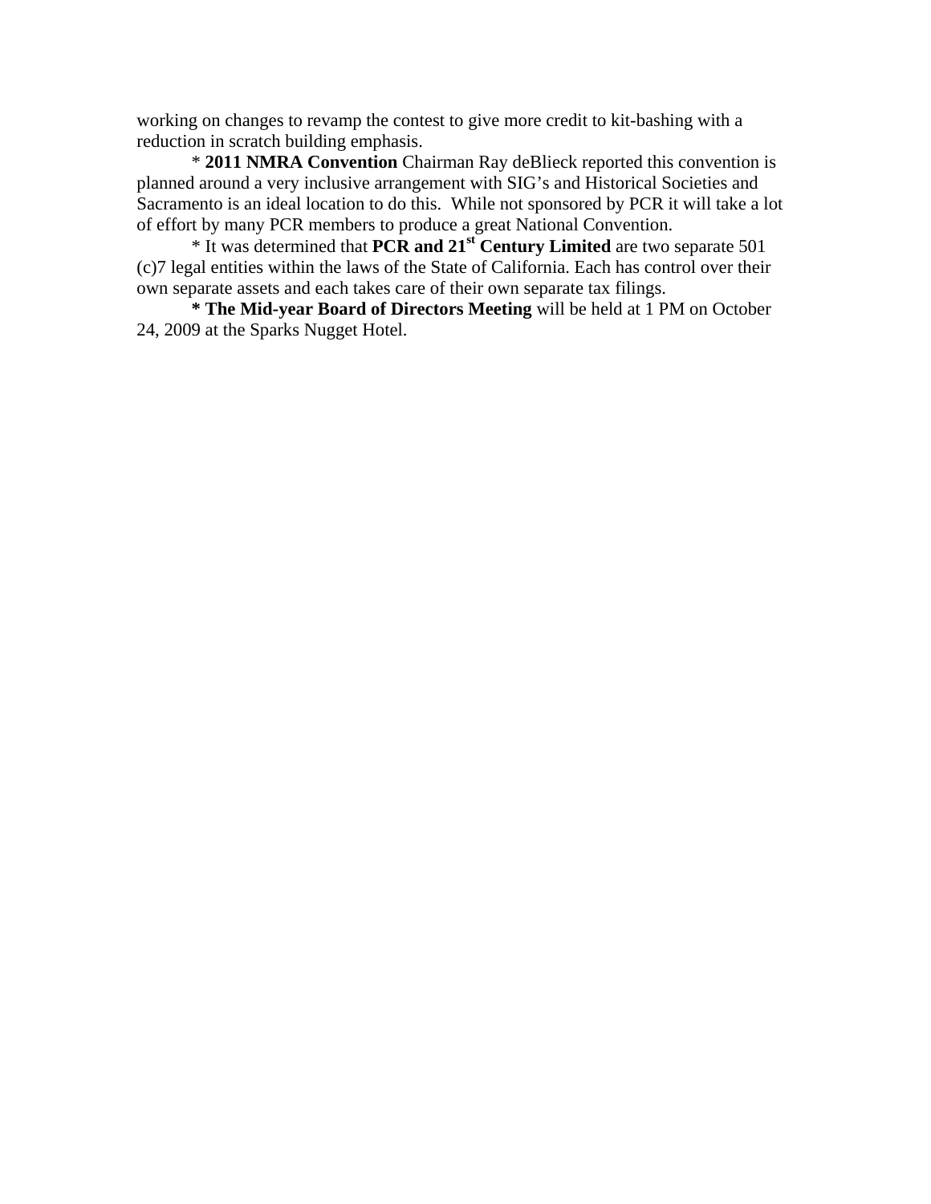working on changes to revamp the contest to give more credit to kit-bashing with a reduction in scratch building emphasis.

* **2011 NMRA Convention** Chairman Ray deBlieck reported this convention is planned around a very inclusive arrangement with SIG's and Historical Societies and Sacramento is an ideal location to do this. While not sponsored by PCR it will take a lot of effort by many PCR members to produce a great National Convention.

* It was determined that **PCR and 21st Century Limited** are two separate 501 (c)7 legal entities within the laws of the State of California. Each has control over their own separate assets and each takes care of their own separate tax filings.

**\* The Mid-year Board of Directors Meeting** will be held at 1 PM on October 24, 2009 at the Sparks Nugget Hotel.